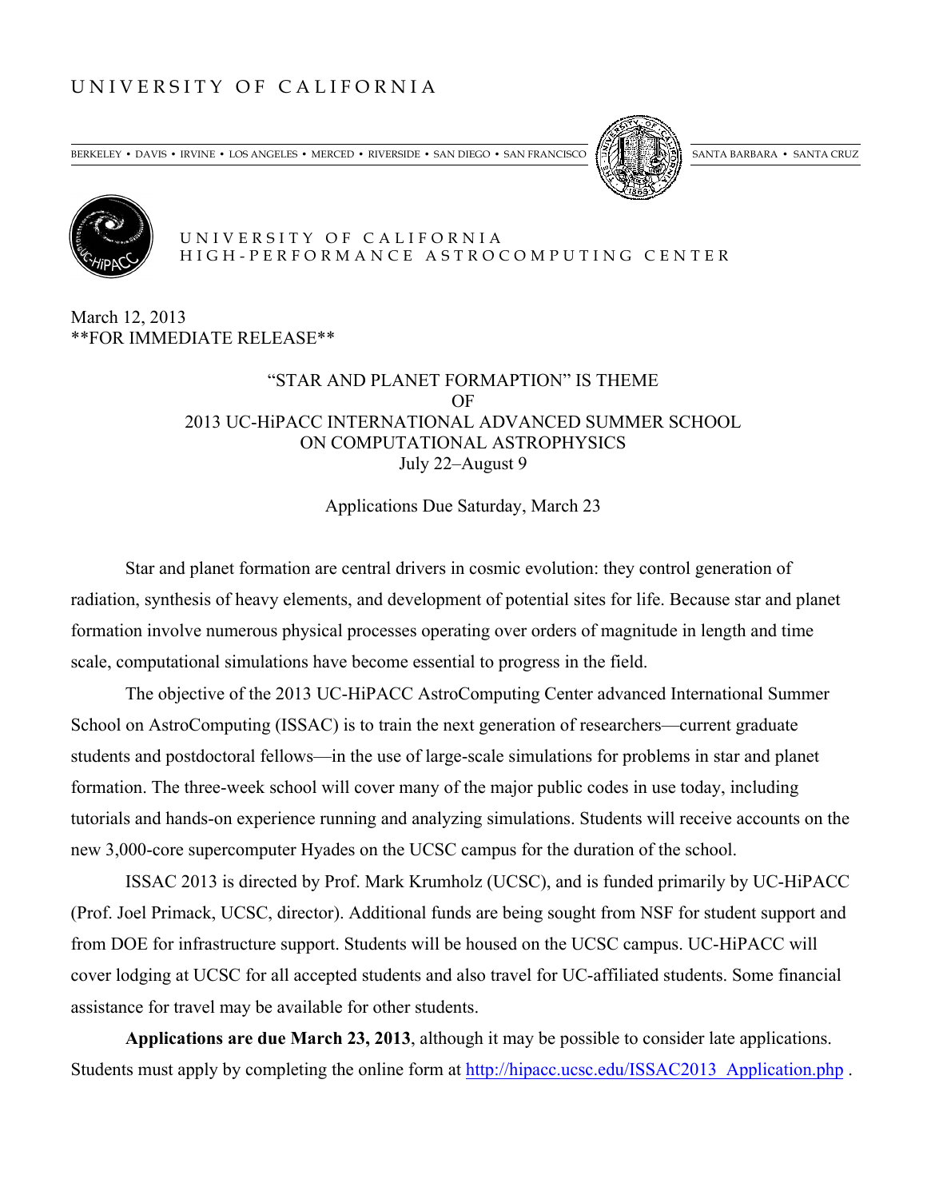UNIVERSITY OF CALIFORNIA

BERKELEY • DAVIS • IRVINE • LOS ANGELES • MERCED • RIVERSIDE • SAN DIEGO • SAN FRANCISCO SANTA BARBARA • SANTA CRUZ

UNIVERSITY OF CALIFORNIA
HIGH-PERFORMANCE ASTROCOMPUTING CENTER

March 12, 2013
**FOR IMMEDIATE RELEASE**

# "STAR AND PLANET FORMAPTION" IS THEME OF 2013 UC-HiPACC INTERNATIONAL ADVANCED SUMMER SCHOOL ON COMPUTATIONAL ASTROPHYSICS

July 22–August 9

Applications Due Saturday, March 23

Star and planet formation are central drivers in cosmic evolution: they control generation of radiation, synthesis of heavy elements, and development of potential sites for life. Because star and planet formation involve numerous physical processes operating over orders of magnitude in length and time scale, computational simulations have become essential to progress in the field.

The objective of the 2013 UC-HiPACC AstroComputing Center advanced International Summer School on AstroComputing (ISSAC) is to train the next generation of researchers—current graduate students and postdoctoral fellows—in the use of large-scale simulations for problems in star and planet formation. The three-week school will cover many of the major public codes in use today, including tutorials and hands-on experience running and analyzing simulations. Students will receive accounts on the new 3,000-core supercomputer Hyades on the UCSC campus for the duration of the school.

ISSAC 2013 is directed by Prof. Mark Krumholz (UCSC), and is funded primarily by UC-HiPACC (Prof. Joel Primack, UCSC, director). Additional funds are being sought from NSF for student support and from DOE for infrastructure support. Students will be housed on the UCSC campus. UC-HiPACC will cover lodging at UCSC for all accepted students and also travel for UC-affiliated students. Some financial assistance for travel may be available for other students.

**Applications are due March 23, 2013**, although it may be possible to consider late applications. Students must apply by completing the online form at http://hipacc.ucsc.edu/ISSAC2013_Application.php .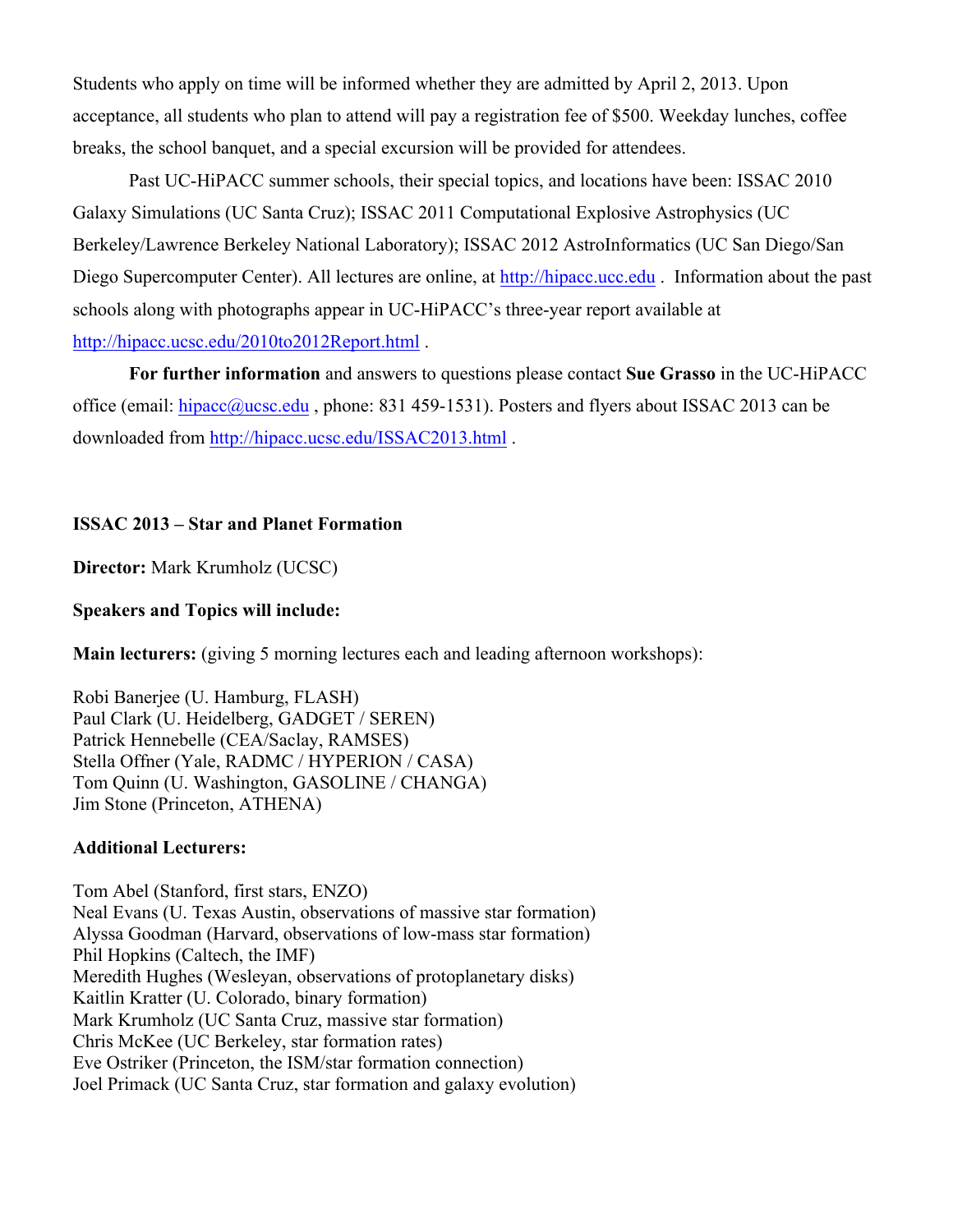Students who apply on time will be informed whether they are admitted by April 2, 2013. Upon acceptance, all students who plan to attend will pay a registration fee of $500. Weekday lunches, coffee breaks, the school banquet, and a special excursion will be provided for attendees.

Past UC-HiPACC summer schools, their special topics, and locations have been: ISSAC 2010 Galaxy Simulations (UC Santa Cruz); ISSAC 2011 Computational Explosive Astrophysics (UC Berkeley/Lawrence Berkeley National Laboratory); ISSAC 2012 AstroInformatics (UC San Diego/San Diego Supercomputer Center). All lectures are online, at http://hipacc.ucc.edu . Information about the past schools along with photographs appear in UC-HiPACC's three-year report available at http://hipacc.ucsc.edu/2010to2012Report.html .

**For further information** and answers to questions please contact **Sue Grasso** in the UC-HiPACC office (email: hipacc@ucsc.edu , phone: 831 459-1531). Posters and flyers about ISSAC 2013 can be downloaded from http://hipacc.ucsc.edu/ISSAC2013.html .

**ISSAC 2013 – Star and Planet Formation**

**Director:** Mark Krumholz (UCSC)

**Speakers and Topics will include:**

**Main lecturers:** (giving 5 morning lectures each and leading afternoon workshops):

Robi Banerjee (U. Hamburg, FLASH)
Paul Clark (U. Heidelberg, GADGET / SEREN)
Patrick Hennebelle (CEA/Saclay, RAMSES)
Stella Offner (Yale, RADMC / HYPERION / CASA)
Tom Quinn (U. Washington, GASOLINE / CHANGA)
Jim Stone (Princeton, ATHENA)

**Additional Lecturers:**

Tom Abel (Stanford, first stars, ENZO)
Neal Evans (U. Texas Austin, observations of massive star formation)
Alyssa Goodman (Harvard, observations of low-mass star formation)
Phil Hopkins (Caltech, the IMF)
Meredith Hughes (Wesleyan, observations of protoplanetary disks)
Kaitlin Kratter (U. Colorado, binary formation)
Mark Krumholz (UC Santa Cruz, massive star formation)
Chris McKee (UC Berkeley, star formation rates)
Eve Ostriker (Princeton, the ISM/star formation connection)
Joel Primack (UC Santa Cruz, star formation and galaxy evolution)